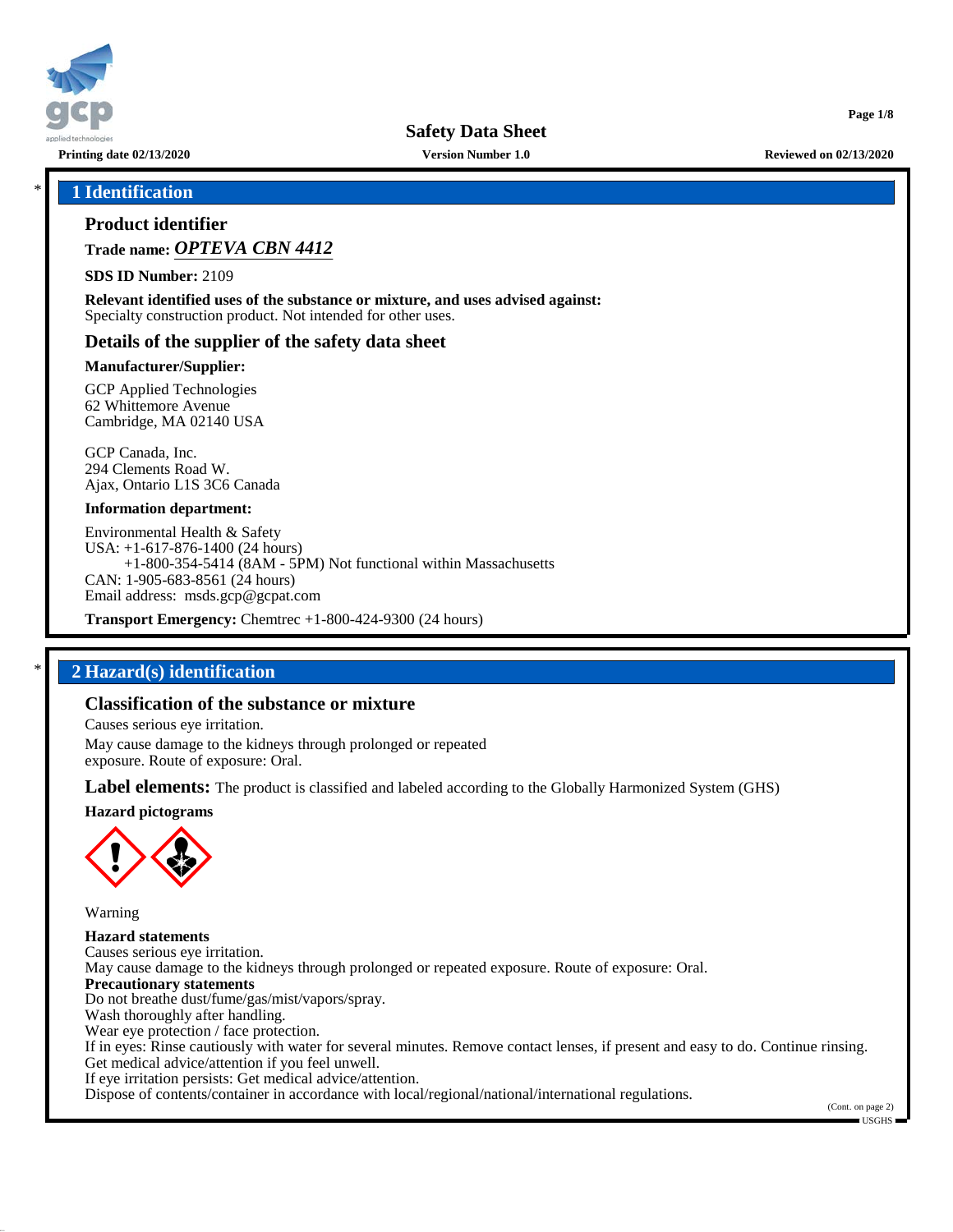# Safety Data Sheet

Printing date 02/13/2020 | Version Number 1.0 | Reviewed on 02/13/2020

## * 1 Identification

### Product identifier

**Trade name:** ***OPTEVA CBN 4412***

**SDS ID Number:** 2109

**Relevant identified uses of the substance or mixture, and uses advised against:**
Specialty construction product. Not intended for other uses.

### Details of the supplier of the safety data sheet

**Manufacturer/Supplier:**

GCP Applied Technologies
62 Whittemore Avenue
Cambridge, MA 02140 USA

GCP Canada, Inc.
294 Clements Road W.
Ajax, Ontario L1S 3C6 Canada

**Information department:**

Environmental Health & Safety
USA: +1-617-876-1400 (24 hours)
+1-800-354-5414 (8AM - 5PM) Not functional within Massachusetts
CAN: 1-905-683-8561 (24 hours)
Email address: msds.gcp@gcpat.com

**Transport Emergency:** Chemtrec +1-800-424-9300 (24 hours)

## * 2 Hazard(s) identification

### Classification of the substance or mixture

Causes serious eye irritation.

May cause damage to the kidneys through prolonged or repeated exposure. Route of exposure: Oral.

**Label elements:** The product is classified and labeled according to the Globally Harmonized System (GHS)

**Hazard pictograms**

Warning

**Hazard statements**
Causes serious eye irritation.
May cause damage to the kidneys through prolonged or repeated exposure. Route of exposure: Oral.

**Precautionary statements**
Do not breathe dust/fume/gas/mist/vapors/spray.
Wash thoroughly after handling.
Wear eye protection / face protection.
If in eyes: Rinse cautiously with water for several minutes. Remove contact lenses, if present and easy to do. Continue rinsing.
Get medical advice/attention if you feel unwell.
If eye irritation persists: Get medical advice/attention.
Dispose of contents/container in accordance with local/regional/national/international regulations.

(Cont. on page 2)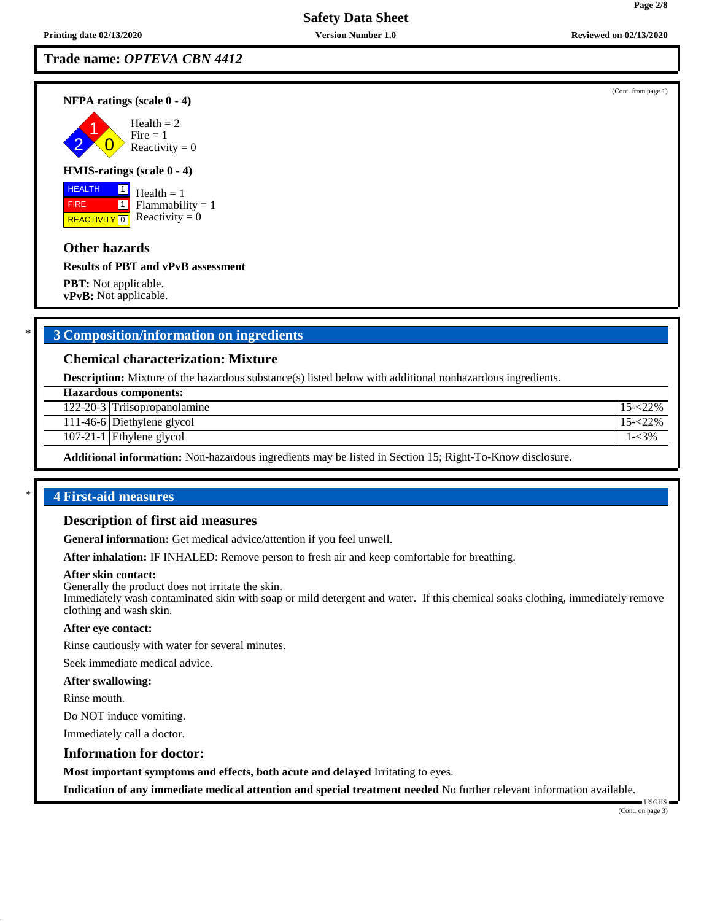## Trade name: *OPTEVA CBN 4412*

(Cont. from page 1)

**NFPA ratings (scale 0 - 4)**

Health = 2
Fire = 1
Reactivity = 0

**HMIS-ratings (scale 0 - 4)**

HEALTH 1
FIRE 1
REACTIVITY 0

Health = 1
Flammability = 1
Reactivity = 0

### Other hazards

**Results of PBT and vPvB assessment**

**PBT:** Not applicable.
**vPvB:** Not applicable.

## * 3 Composition/information on ingredients

### Chemical characterization: Mixture

**Description:** Mixture of the hazardous substance(s) listed below with additional nonhazardous ingredients.

| Hazardous components: | | |
|---|---|---|
| 122-20-3 | Triisopropanolamine | 15-<22% |
| 111-46-6 | Diethylene glycol | 15-<22% |
| 107-21-1 | Ethylene glycol | 1-<3% |

**Additional information:** Non-hazardous ingredients may be listed in Section 15; Right-To-Know disclosure.

## * 4 First-aid measures

### Description of first aid measures

**General information:** Get medical advice/attention if you feel unwell.

**After inhalation:** IF INHALED: Remove person to fresh air and keep comfortable for breathing.

**After skin contact:**
Generally the product does not irritate the skin.
Immediately wash contaminated skin with soap or mild detergent and water. If this chemical soaks clothing, immediately remove clothing and wash skin.

**After eye contact:**

Rinse cautiously with water for several minutes.

Seek immediate medical advice.

**After swallowing:**

Rinse mouth.

Do NOT induce vomiting.

Immediately call a doctor.

### Information for doctor:

**Most important symptoms and effects, both acute and delayed** Irritating to eyes.

**Indication of any immediate medical attention and special treatment needed** No further relevant information available.

(Cont. on page 3)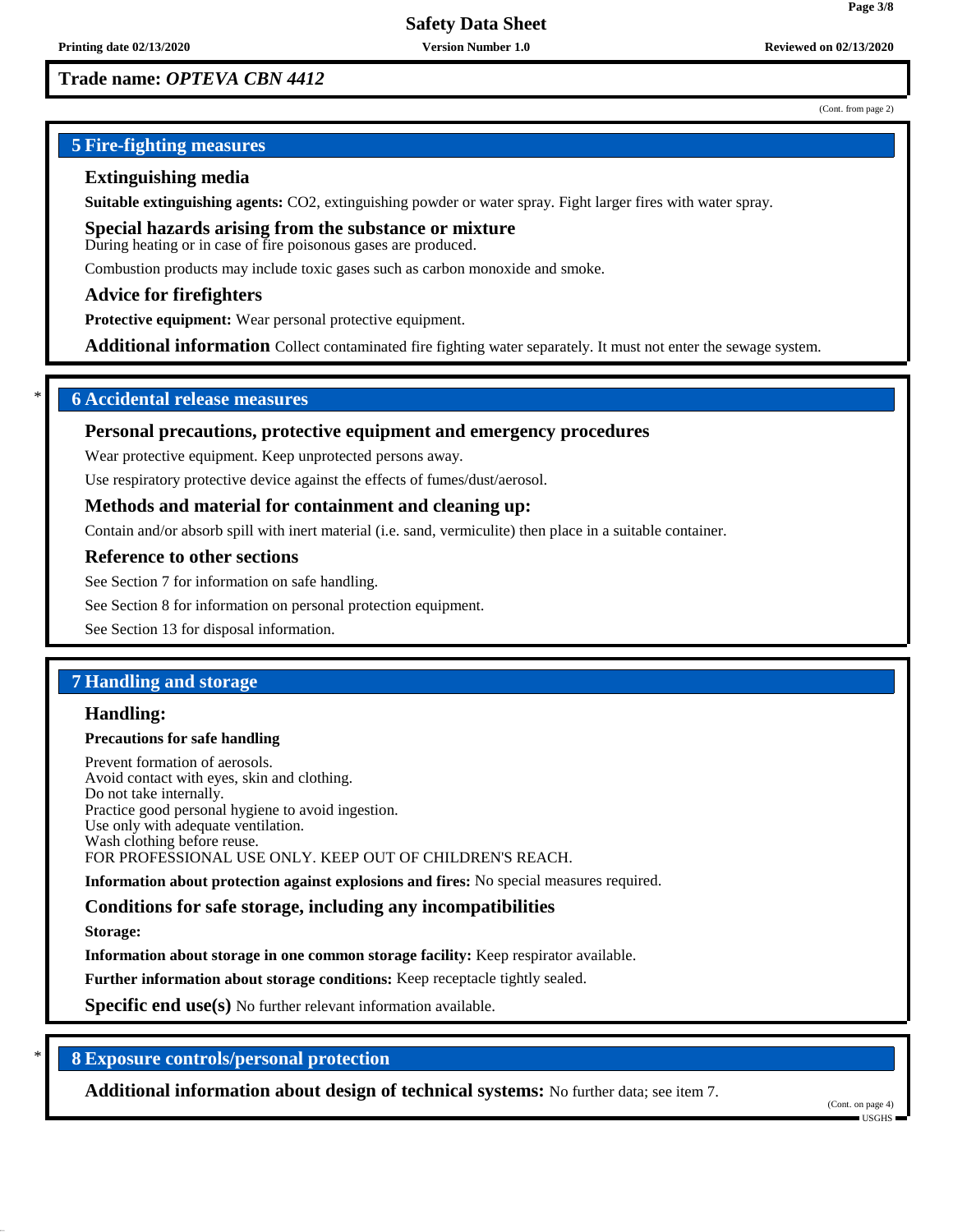## 5 Fire-fighting measures

### Extinguishing media

**Suitable extinguishing agents:** $CO_2$, extinguishing powder or water spray. Fight larger fires with water spray.

### Special hazards arising from the substance or mixture

During heating or in case of fire poisonous gases are produced.

Combustion products may include toxic gases such as carbon monoxide and smoke.

### Advice for firefighters

**Protective equipment:** Wear personal protective equipment.

**Additional information** Collect contaminated fire fighting water separately. It must not enter the sewage system.

## 6 Accidental release measures

### Personal precautions, protective equipment and emergency procedures

Wear protective equipment. Keep unprotected persons away.

Use respiratory protective device against the effects of fumes/dust/aerosol.

### Methods and material for containment and cleaning up:

Contain and/or absorb spill with inert material (i.e. sand, vermiculite) then place in a suitable container.

### Reference to other sections

See Section 7 for information on safe handling.

See Section 8 for information on personal protection equipment.

See Section 13 for disposal information.

## 7 Handling and storage

### Handling:

**Precautions for safe handling**

Prevent formation of aerosols.
Avoid contact with eyes, skin and clothing.
Do not take internally.
Practice good personal hygiene to avoid ingestion.
Use only with adequate ventilation.
Wash clothing before reuse.
FOR PROFESSIONAL USE ONLY. KEEP OUT OF CHILDREN'S REACH.

**Information about protection against explosions and fires:** No special measures required.

### Conditions for safe storage, including any incompatibilities

**Storage:**

**Information about storage in one common storage facility:** Keep respirator available.

**Further information about storage conditions:** Keep receptacle tightly sealed.

**Specific end use(s)** No further relevant information available.

## 8 Exposure controls/personal protection

**Additional information about design of technical systems:** No further data; see item 7.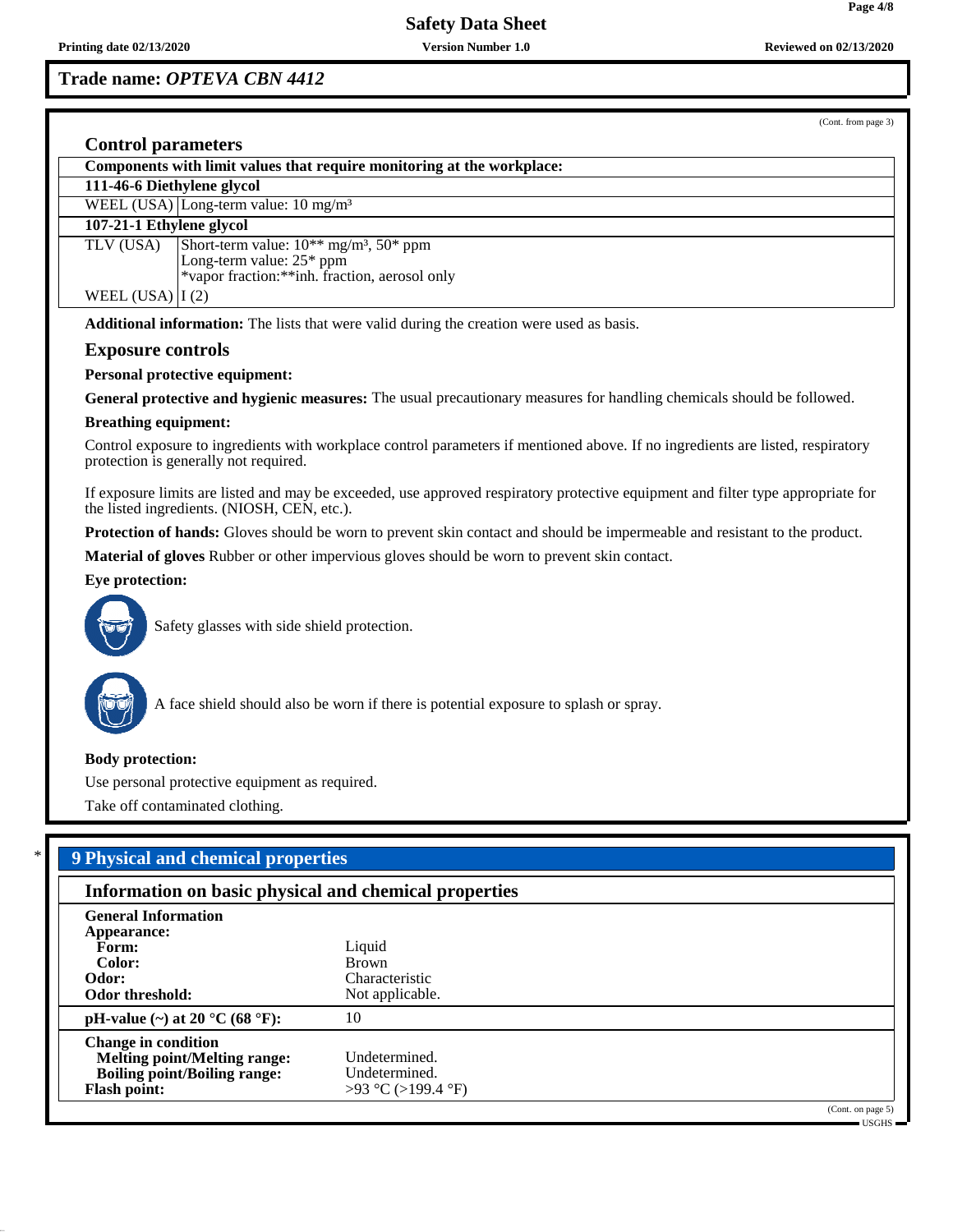**Trade name: *OPTEVA CBN 4412***

(Cont. from page 3)

## Control parameters

| Components with limit values that require monitoring at the workplace: | |
|---|---|
| **111-46-6 Diethylene glycol** | |
| WEEL (USA) | Long-term value: 10 mg/m³ |
| **107-21-1 Ethylene glycol** | |
| TLV (USA) | Short-term value: 10** mg/m³, 50* ppm<br>Long-term value: 25* ppm<br>*vapor fraction:**inh. fraction, aerosol only |
| WEEL (USA) | I (2) |

**Additional information:** The lists that were valid during the creation were used as basis.

## Exposure controls

**Personal protective equipment:**

**General protective and hygienic measures:** The usual precautionary measures for handling chemicals should be followed.

**Breathing equipment:**

Control exposure to ingredients with workplace control parameters if mentioned above. If no ingredients are listed, respiratory protection is generally not required.

If exposure limits are listed and may be exceeded, use approved respiratory protective equipment and filter type appropriate for the listed ingredients. (NIOSH, CEN, etc.).

**Protection of hands:** Gloves should be worn to prevent skin contact and should be impermeable and resistant to the product.

**Material of gloves** Rubber or other impervious gloves should be worn to prevent skin contact.

**Eye protection:**

Safety glasses with side shield protection.

A face shield should also be worn if there is potential exposure to splash or spray.

**Body protection:**

Use personal protective equipment as required.

Take off contaminated clothing.

# 9 Physical and chemical properties

## Information on basic physical and chemical properties

| | |
|---|---|
| **General Information** | |
| **Appearance:** | |
| **Form:** | Liquid |
| **Color:** | Brown |
| **Odor:** | Characteristic |
| **Odor threshold:** | Not applicable. |
| **pH-value (~) at 20 °C (68 °F):** | 10 |
| **Change in condition** | |
| **Melting point/Melting range:** | Undetermined. |
| **Boiling point/Boiling range:** | Undetermined. |
| **Flash point:** | >93 °C (>199.4 °F) |

(Cont. on page 5)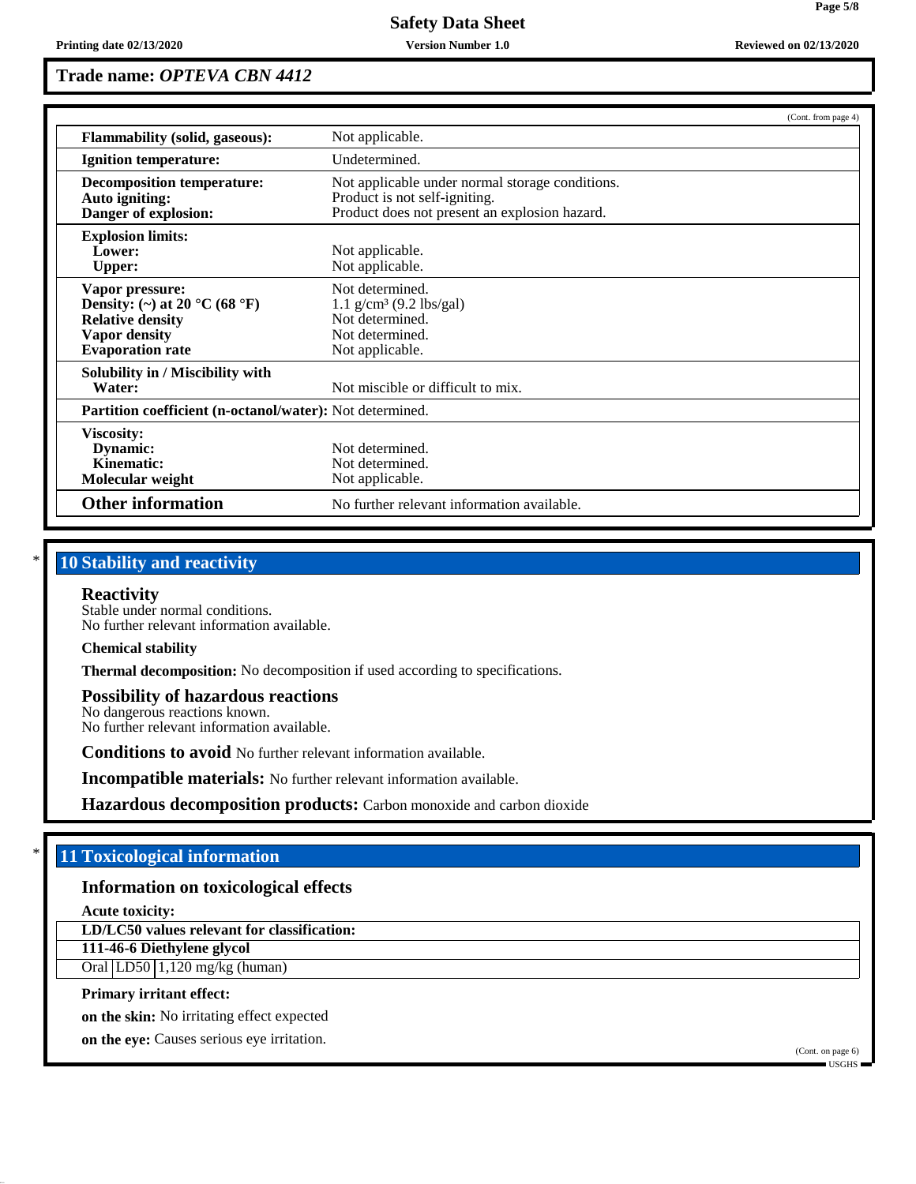**Trade name: *OPTEVA CBN 4412***

(Cont. from page 4)

| | |
|---|---|
| **Flammability (solid, gaseous):** | Not applicable. |
| **Ignition temperature:** | Undetermined. |
| **Decomposition temperature:**<br>**Auto igniting:**<br>**Danger of explosion:** | Not applicable under normal storage conditions.<br>Product is not self-igniting.<br>Product does not present an explosion hazard. |
| **Explosion limits:**<br>**Lower:**<br>**Upper:** | <br>Not applicable.<br>Not applicable. |
| **Vapor pressure:**<br>**Density: (~) at 20 °C (68 °F)**<br>**Relative density**<br>**Vapor density**<br>**Evaporation rate** | Not determined.<br>1.1 g/cm³ (9.2 lbs/gal)<br>Not determined.<br>Not determined.<br>Not applicable. |
| **Solubility in / Miscibility with**<br>**Water:** | <br>Not miscible or difficult to mix. |
| **Partition coefficient (n-octanol/water):** | Not determined. |
| **Viscosity:**<br>**Dynamic:**<br>**Kinematic:**<br>**Molecular weight** | <br>Not determined.<br>Not determined.<br>Not applicable. |
| **Other information** | No further relevant information available. |

## * 10 Stability and reactivity

### Reactivity
Stable under normal conditions.
No further relevant information available.

**Chemical stability**

**Thermal decomposition:** No decomposition if used according to specifications.

### Possibility of hazardous reactions
No dangerous reactions known.
No further relevant information available.

**Conditions to avoid** No further relevant information available.

**Incompatible materials:** No further relevant information available.

**Hazardous decomposition products:** Carbon monoxide and carbon dioxide

## * 11 Toxicological information

### Information on toxicological effects

**Acute toxicity:**

| **LD/LC50 values relevant for classification:** | | |
|---|---|---|
| **111-46-6 Diethylene glycol** | | |
| Oral | LD50 | 1,120 mg/kg (human) |

**Primary irritant effect:**

**on the skin:** No irritating effect expected

**on the eye:** Causes serious eye irritation.

(Cont. on page 6)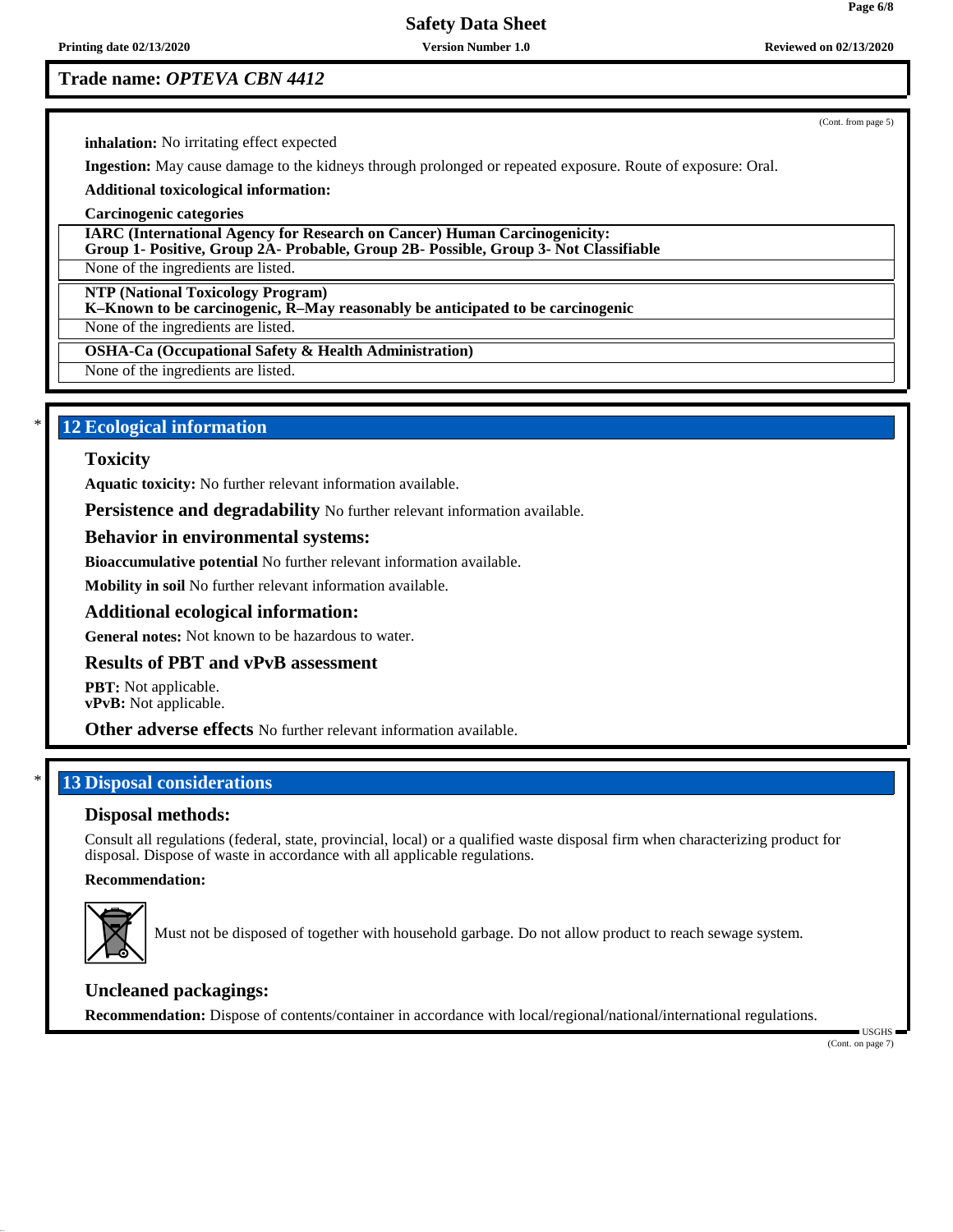**Trade name:** ***OPTEVA CBN 4412***

(Cont. from page 5)

**inhalation:** No irritating effect expected

**Ingestion:** May cause damage to the kidneys through prolonged or repeated exposure. Route of exposure: Oral.

**Additional toxicological information:**

**Carcinogenic categories**

| **IARC (International Agency for Research on Cancer) Human Carcinogenicity: Group 1- Positive, Group 2A- Probable, Group 2B- Possible, Group 3- Not Classifiable** |
|---|
| None of the ingredients are listed. |

| **NTP (National Toxicology Program) K–Known to be carcinogenic, R–May reasonably be anticipated to be carcinogenic** |
|---|
| None of the ingredients are listed. |

| **OSHA-Ca (Occupational Safety & Health Administration)** |
|---|
| None of the ingredients are listed. |

## * 12 Ecological information

### Toxicity

**Aquatic toxicity:** No further relevant information available.

**Persistence and degradability** No further relevant information available.

### Behavior in environmental systems:

**Bioaccumulative potential** No further relevant information available.

**Mobility in soil** No further relevant information available.

### Additional ecological information:

**General notes:** Not known to be hazardous to water.

### Results of PBT and vPvB assessment

**PBT:** Not applicable.
**vPvB:** Not applicable.

**Other adverse effects** No further relevant information available.

## * 13 Disposal considerations

### Disposal methods:

Consult all regulations (federal, state, provincial, local) or a qualified waste disposal firm when characterizing product for disposal. Dispose of waste in accordance with all applicable regulations.

**Recommendation:**

Must not be disposed of together with household garbage. Do not allow product to reach sewage system.

### Uncleaned packagings:

**Recommendation:** Dispose of contents/container in accordance with local/regional/national/international regulations.

USGHS

(Cont. on page 7)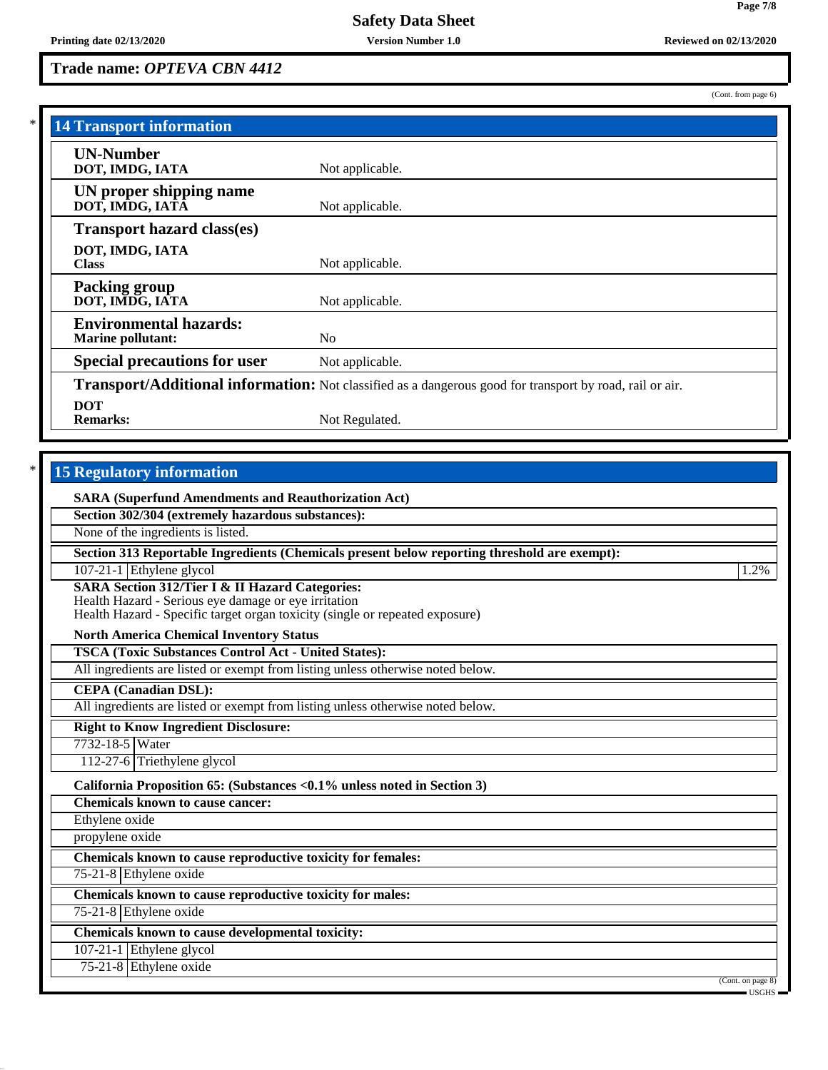**Trade name: *OPTEVA CBN 4412***

(Cont. from page 6)

## 14 Transport information

| | |
|---|---|
| **UN-Number**<br>**DOT, IMDG, IATA** | Not applicable. |
| **UN proper shipping name**<br>**DOT, IMDG, IATA** | Not applicable. |
| **Transport hazard class(es)**<br>**DOT, IMDG, IATA**<br>**Class** | Not applicable. |
| **Packing group**<br>**DOT, IMDG, IATA** | Not applicable. |
| **Environmental hazards:**<br>**Marine pollutant:** | No |
| **Special precautions for user** | Not applicable. |
| **Transport/Additional information:** | Not classified as a dangerous good for transport by road, rail or air. |
| **DOT**<br>**Remarks:** | Not Regulated. |

## 15 Regulatory information

**SARA (Superfund Amendments and Reauthorization Act)**

**Section 302/304 (extremely hazardous substances):**

None of the ingredients is listed.

**Section 313 Reportable Ingredients (Chemicals present below reporting threshold are exempt):**

| | | |
|---|---|---|
| 107-21-1 | Ethylene glycol | 1.2% |

**SARA Section 312/Tier I & II Hazard Categories:**
Health Hazard - Serious eye damage or eye irritation
Health Hazard - Specific target organ toxicity (single or repeated exposure)

**North America Chemical Inventory Status**

**TSCA (Toxic Substances Control Act - United States):**

All ingredients are listed or exempt from listing unless otherwise noted below.

**CEPA (Canadian DSL):**

All ingredients are listed or exempt from listing unless otherwise noted below.

**Right to Know Ingredient Disclosure:**

| | |
|---|---|
| 7732-18-5 | Water |
| 112-27-6 | Triethylene glycol |

**California Proposition 65: (Substances <0.1% unless noted in Section 3)**

**Chemicals known to cause cancer:**

Ethylene oxide

propylene oxide

**Chemicals known to cause reproductive toxicity for females:**

| | |
|---|---|
| 75-21-8 | Ethylene oxide |

**Chemicals known to cause reproductive toxicity for males:**

| | |
|---|---|
| 75-21-8 | Ethylene oxide |

**Chemicals known to cause developmental toxicity:**

| | |
|---|---|
| 107-21-1 | Ethylene glycol |
| 75-21-8 | Ethylene oxide |

(Cont. on page 8)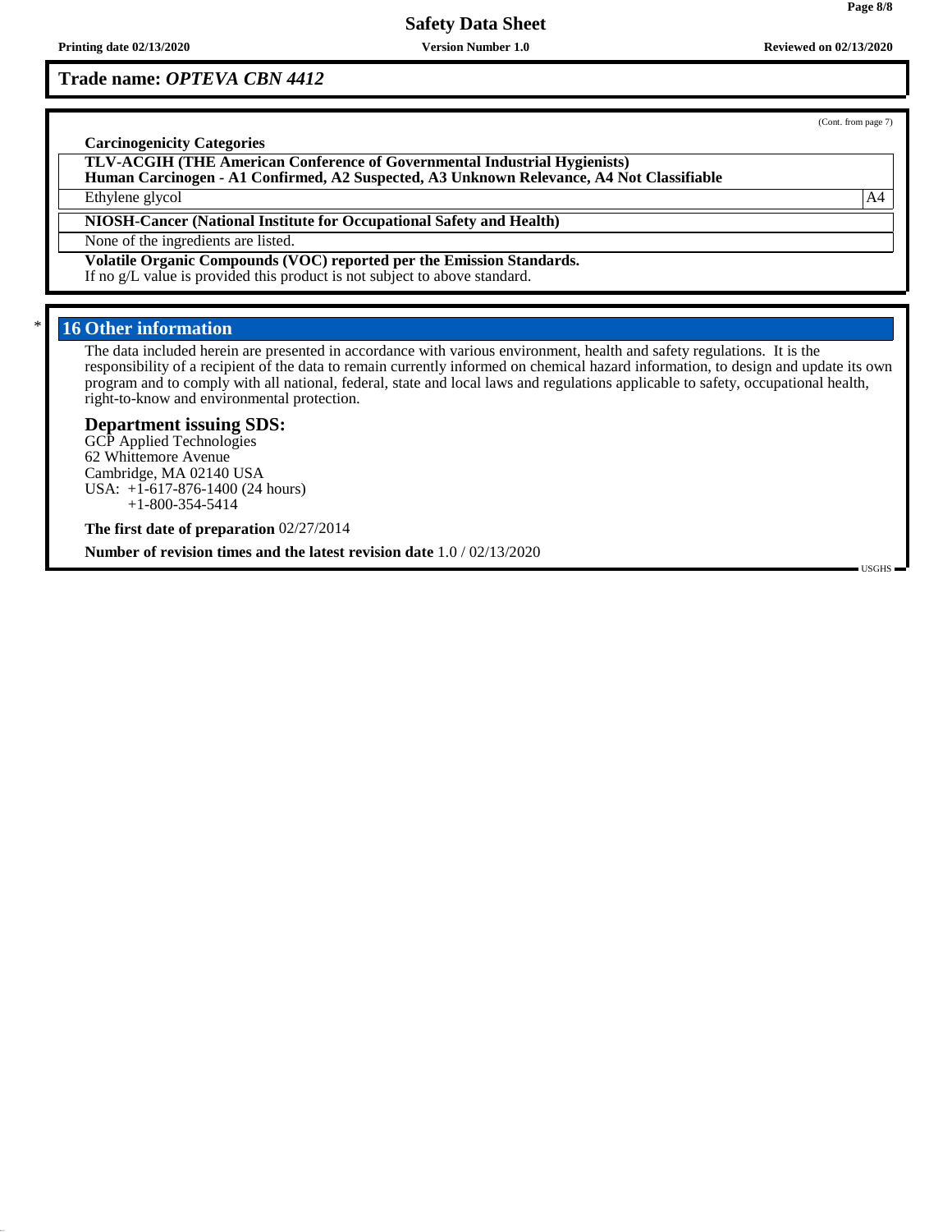## Trade name: *OPTEVA CBN 4412*

(Cont. from page 7)

**Carcinogenicity Categories**

| **TLV-ACGIH (THE American Conference of Governmental Industrial Hygienists) Human Carcinogen - A1 Confirmed, A2 Suspected, A3 Unknown Relevance, A4 Not Classifiable** | |
|---|---|
| Ethylene glycol | A4 |

| **NIOSH-Cancer (National Institute for Occupational Safety and Health)** |
|---|
| None of the ingredients are listed. |

**Volatile Organic Compounds (VOC) reported per the Emission Standards.**
If no g/L value is provided this product is not subject to above standard.

## * 16 Other information

The data included herein are presented in accordance with various environment, health and safety regulations. It is the responsibility of a recipient of the data to remain currently informed on chemical hazard information, to design and update its own program and to comply with all national, federal, state and local laws and regulations applicable to safety, occupational health, right-to-know and environmental protection.

### Department issuing SDS:

GCP Applied Technologies
62 Whittemore Avenue
Cambridge, MA 02140 USA
USA: +1-617-876-1400 (24 hours)
+1-800-354-5414

**The first date of preparation** 02/27/2014

**Number of revision times and the latest revision date** 1.0 / 02/13/2020

USGHS